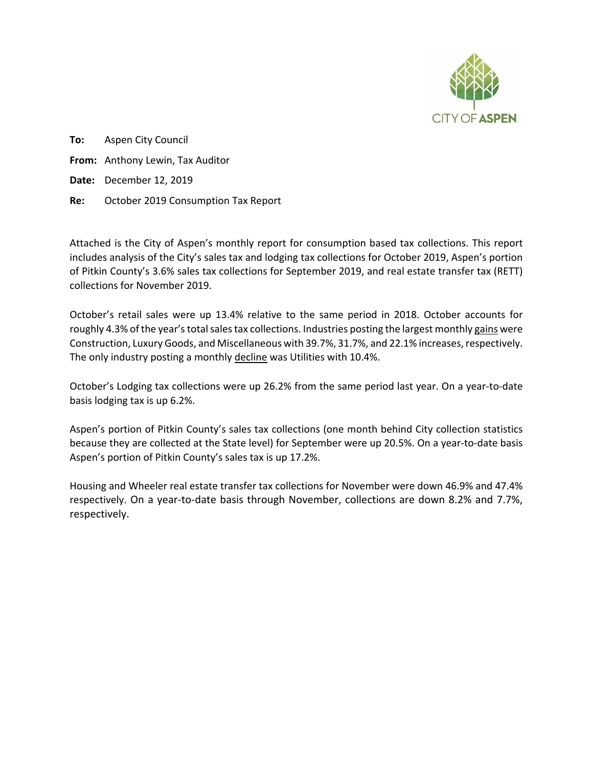CITY OF ASPEN

**To:** Aspen City Council

**From:** Anthony Lewin, Tax Auditor

**Date:** December 12, 2019

**Re:** October 2019 Consumption Tax Report

Attached is the City of Aspen's monthly report for consumption based tax collections. This report includes analysis of the City's sales tax and lodging tax collections for October 2019, Aspen's portion of Pitkin County's 3.6% sales tax collections for September 2019, and real estate transfer tax (RETT) collections for November 2019.

October's retail sales were up 13.4% relative to the same period in 2018. October accounts for roughly 4.3% of the year's total sales tax collections. Industries posting the largest monthly gains were Construction, Luxury Goods, and Miscellaneous with 39.7%, 31.7%, and 22.1% increases, respectively. The only industry posting a monthly decline was Utilities with 10.4%.

October's Lodging tax collections were up 26.2% from the same period last year. On a year-to-date basis lodging tax is up 6.2%.

Aspen's portion of Pitkin County's sales tax collections (one month behind City collection statistics because they are collected at the State level) for September were up 20.5%. On a year-to-date basis Aspen's portion of Pitkin County's sales tax is up 17.2%.

Housing and Wheeler real estate transfer tax collections for November were down 46.9% and 47.4% respectively. On a year-to-date basis through November, collections are down 8.2% and 7.7%, respectively.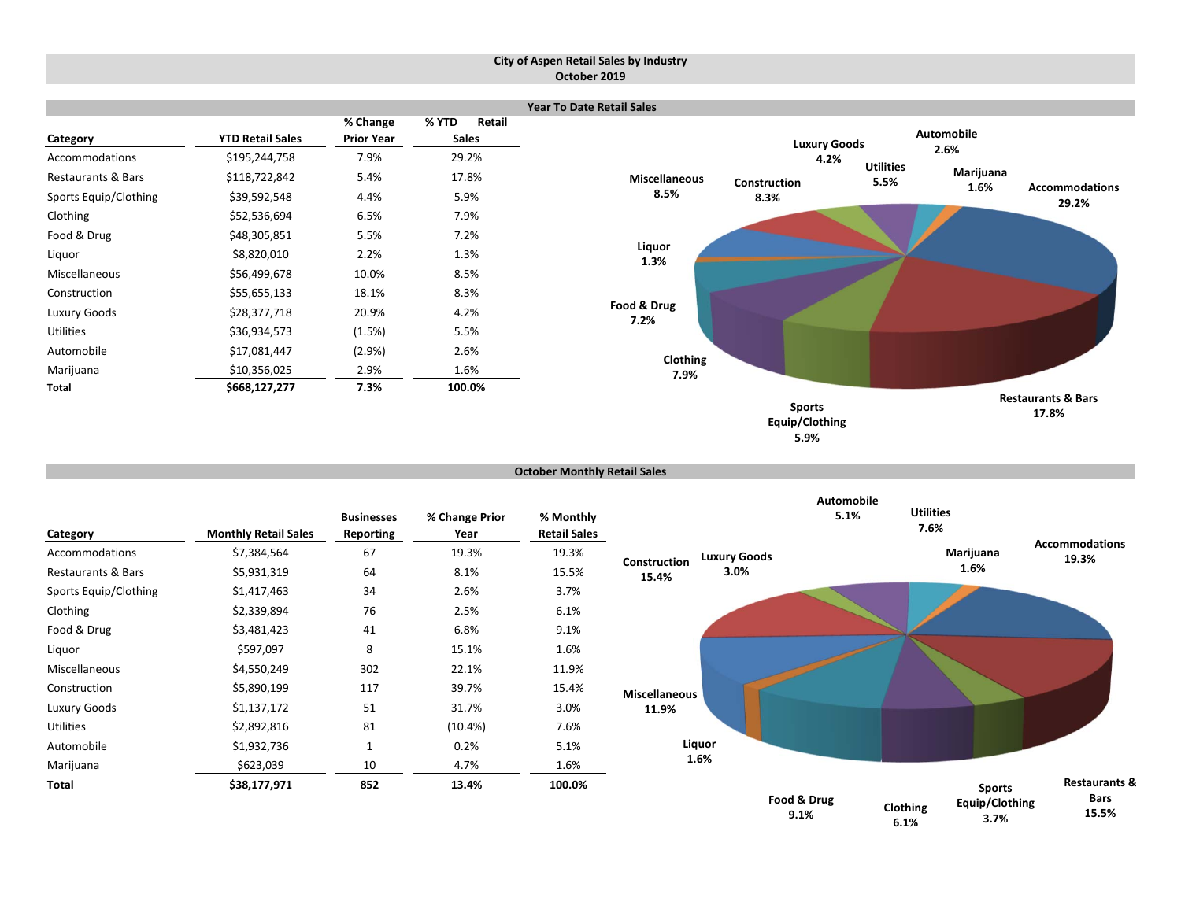# City of Aspen Retail Sales by Industry
## October 2019

### Year To Date Retail Sales

| Category | YTD Retail Sales | % Change Prior Year | % YTD Retail Sales |
|---|---|---|---|
| Accommodations | $195,244,758 | 7.9% | 29.2% |
| Restaurants & Bars | $118,722,842 | 5.4% | 17.8% |
| Sports Equip/Clothing | $39,592,548 | 4.4% | 5.9% |
| Clothing | $52,536,694 | 6.5% | 7.9% |
| Food & Drug | $48,305,851 | 5.5% | 7.2% |
| Liquor | $8,820,010 | 2.2% | 1.3% |
| Miscellaneous | $56,499,678 | 10.0% | 8.5% |
| Construction | $55,655,133 | 18.1% | 8.3% |
| Luxury Goods | $28,377,718 | 20.9% | 4.2% |
| Utilities | $36,934,573 | (1.5%) | 5.5% |
| Automobile | $17,081,447 | (2.9%) | 2.6% |
| Marijuana | $10,356,025 | 2.9% | 1.6% |
| **Total** | **$668,127,277** | **7.3%** | **100.0%** |

Luxury Goods 4.2%, Automobile 2.6%, Utilities 5.5%, Marijuana 1.6%, Accommodations 29.2%, Miscellaneous 8.5%, Construction 8.3%, Liquor 1.3%, Food & Drug 7.2%, Clothing 7.9%, Sports Equip/Clothing 5.9%, Restaurants & Bars 17.8%

### October Monthly Retail Sales

| Category | Monthly Retail Sales | Businesses Reporting | % Change Prior Year | % Monthly Retail Sales |
|---|---|---|---|---|
| Accommodations | $7,384,564 | 67 | 19.3% | 19.3% |
| Restaurants & Bars | $5,931,319 | 64 | 8.1% | 15.5% |
| Sports Equip/Clothing | $1,417,463 | 34 | 2.6% | 3.7% |
| Clothing | $2,339,894 | 76 | 2.5% | 6.1% |
| Food & Drug | $3,481,423 | 41 | 6.8% | 9.1% |
| Liquor | $597,097 | 8 | 15.1% | 1.6% |
| Miscellaneous | $4,550,249 | 302 | 22.1% | 11.9% |
| Construction | $5,890,199 | 117 | 39.7% | 15.4% |
| Luxury Goods | $1,137,172 | 51 | 31.7% | 3.0% |
| Utilities | $2,892,816 | 81 | (10.4%) | 7.6% |
| Automobile | $1,932,736 | 1 | 0.2% | 5.1% |
| Marijuana | $623,039 | 10 | 4.7% | 1.6% |
| **Total** | **$38,177,971** | **852** | **13.4%** | **100.0%** |

Automobile 5.1%, Utilities 7.6%, Marijuana 1.6%, Accommodations 19.3%, Construction 15.4%, Luxury Goods 3.0%, Miscellaneous 11.9%, Liquor 1.6%, Food & Drug 9.1%, Clothing 6.1%, Sports Equip/Clothing 3.7%, Restaurants & Bars 15.5%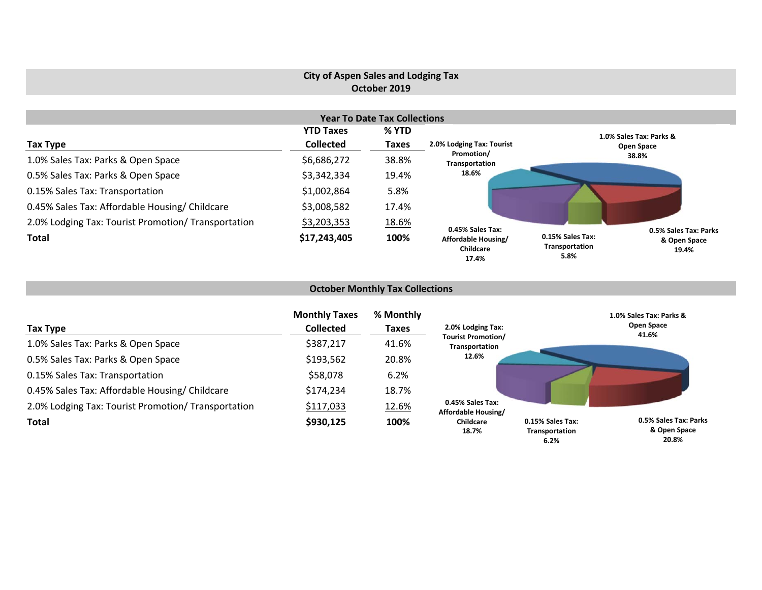# City of Aspen Sales and Lodging Tax
## October 2019

### Year To Date Tax Collections

| Tax Type | YTD Taxes Collected | % YTD Taxes |
|---|---|---|
| 1.0% Sales Tax: Parks & Open Space | $6,686,272 | 38.8% |
| 0.5% Sales Tax: Parks & Open Space | $3,342,334 | 19.4% |
| 0.15% Sales Tax: Transportation | $1,002,864 | 5.8% |
| 0.45% Sales Tax: Affordable Housing/ Childcare | $3,008,582 | 17.4% |
| 2.0% Lodging Tax: Tourist Promotion/ Transportation | $3,203,353 | 18.6% |
| **Total** | **$17,243,405** | **100%** |

1.0% Sales Tax: Parks & Open Space 38.8%
0.5% Sales Tax: Parks & Open Space 19.4%
0.15% Sales Tax: Transportation 5.8%
0.45% Sales Tax: Affordable Housing/ Childcare 17.4%
2.0% Lodging Tax: Tourist Promotion/ Transportation 18.6%

### October Monthly Tax Collections

| Tax Type | Monthly Taxes Collected | % Monthly Taxes |
|---|---|---|
| 1.0% Sales Tax: Parks & Open Space | $387,217 | 41.6% |
| 0.5% Sales Tax: Parks & Open Space | $193,562 | 20.8% |
| 0.15% Sales Tax: Transportation | $58,078 | 6.2% |
| 0.45% Sales Tax: Affordable Housing/ Childcare | $174,234 | 18.7% |
| 2.0% Lodging Tax: Tourist Promotion/ Transportation | $117,033 | 12.6% |
| **Total** | **$930,125** | **100%** |

1.0% Sales Tax: Parks & Open Space 41.6%
0.5% Sales Tax: Parks & Open Space 20.8%
0.15% Sales Tax: Transportation 6.2%
0.45% Sales Tax: Affordable Housing/ Childcare 18.7%
2.0% Lodging Tax: Tourist Promotion/ Transportation 12.6%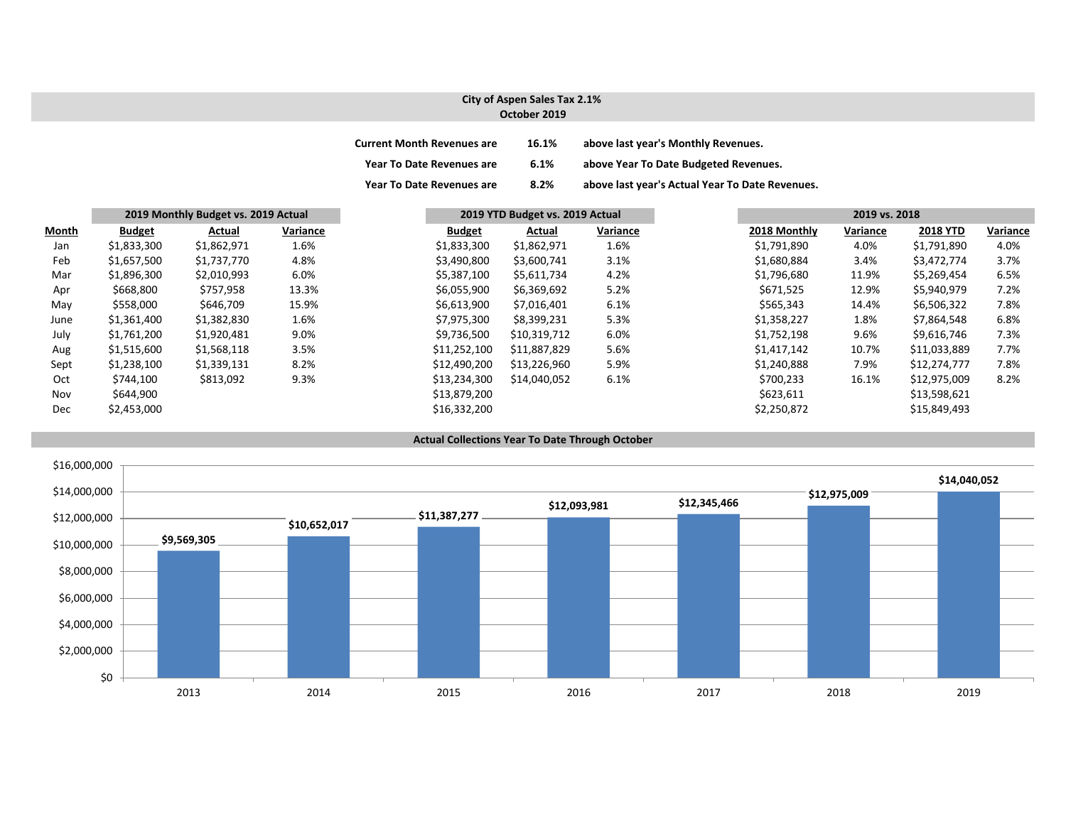## City of Aspen Sales Tax 2.1%
### October 2019

**Current Month Revenues are** **16.1%** **above last year's Monthly Revenues.**

**Year To Date Revenues are** **6.1%** **above Year To Date Budgeted Revenues.**

**Year To Date Revenues are** **8.2%** **above last year's Actual Year To Date Revenues.**

| | 2019 Monthly Budget vs. 2019 Actual | | | 2019 YTD Budget vs. 2019 Actual | | | 2019 vs. 2018 | | | |
|---|---|---|---|---|---|---|---|---|---|---|
| **Month** | **Budget** | **Actual** | **Variance** | **Budget** | **Actual** | **Variance** | **2018 Monthly** | **Variance** | **2018 YTD** | **Variance** |
| Jan | $1,833,300 | $1,862,971 | 1.6% | $1,833,300 | $1,862,971 | 1.6% | $1,791,890 | 4.0% | $1,791,890 | 4.0% |
| Feb | $1,657,500 | $1,737,770 | 4.8% | $3,490,800 | $3,600,741 | 3.1% | $1,680,884 | 3.4% | $3,472,774 | 3.7% |
| Mar | $1,896,300 | $2,010,993 | 6.0% | $5,387,100 | $5,611,734 | 4.2% | $1,796,680 | 11.9% | $5,269,454 | 6.5% |
| Apr | $668,800 | $757,958 | 13.3% | $6,055,900 | $6,369,692 | 5.2% | $671,525 | 12.9% | $5,940,979 | 7.2% |
| May | $558,000 | $646,709 | 15.9% | $6,613,900 | $7,016,401 | 6.1% | $565,343 | 14.4% | $6,506,322 | 7.8% |
| June | $1,361,400 | $1,382,830 | 1.6% | $7,975,300 | $8,399,231 | 5.3% | $1,358,227 | 1.8% | $7,864,548 | 6.8% |
| July | $1,761,200 | $1,920,481 | 9.0% | $9,736,500 | $10,319,712 | 6.0% | $1,752,198 | 9.6% | $9,616,746 | 7.3% |
| Aug | $1,515,600 | $1,568,118 | 3.5% | $11,252,100 | $11,887,829 | 5.6% | $1,417,142 | 10.7% | $11,033,889 | 7.7% |
| Sept | $1,238,100 | $1,339,131 | 8.2% | $12,490,200 | $13,226,960 | 5.9% | $1,240,888 | 7.9% | $12,274,777 | 7.8% |
| Oct | $744,100 | $813,092 | 9.3% | $13,234,300 | $14,040,052 | 6.1% | $700,233 | 16.1% | $12,975,009 | 8.2% |
| Nov | $644,900 | | | $13,879,200 | | | $623,611 | | $13,598,621 | |
| Dec | $2,453,000 | | | $16,332,200 | | | $2,250,872 | | $15,849,493 | |

### Actual Collections Year To Date Through October

| Year | Amount |
|---|---|
| 2013 | $9,569,305 |
| 2014 | $10,652,017 |
| 2015 | $11,387,277 |
| 2016 | $12,093,981 |
| 2017 | $12,345,466 |
| 2018 | $12,975,009 |
| 2019 | $14,040,052 |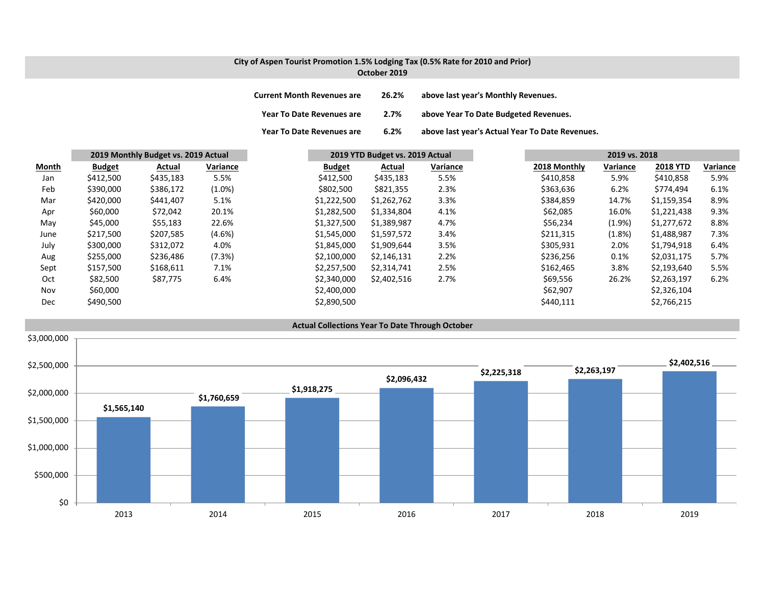## City of Aspen Tourist Promotion 1.5% Lodging Tax (0.5% Rate for 2010 and Prior)
### October 2019

**Current Month Revenues are 26.2% above last year's Monthly Revenues.**

**Year To Date Revenues are 2.7% above Year To Date Budgeted Revenues.**

**Year To Date Revenues are 6.2% above last year's Actual Year To Date Revenues.**

| | 2019 Monthly Budget vs. 2019 Actual | | | 2019 YTD Budget vs. 2019 Actual | | | 2019 vs. 2018 | | | |
|---|---|---|---|---|---|---|---|---|---|---|
| **Month** | **Budget** | **Actual** | **Variance** | **Budget** | **Actual** | **Variance** | **2018 Monthly** | **Variance** | **2018 YTD** | **Variance** |
| Jan | $412,500 | $435,183 | 5.5% | $412,500 | $435,183 | 5.5% | $410,858 | 5.9% | $410,858 | 5.9% |
| Feb | $390,000 | $386,172 | (1.0%) | $802,500 | $821,355 | 2.3% | $363,636 | 6.2% | $774,494 | 6.1% |
| Mar | $420,000 | $441,407 | 5.1% | $1,222,500 | $1,262,762 | 3.3% | $384,859 | 14.7% | $1,159,354 | 8.9% |
| Apr | $60,000 | $72,042 | 20.1% | $1,282,500 | $1,334,804 | 4.1% | $62,085 | 16.0% | $1,221,438 | 9.3% |
| May | $45,000 | $55,183 | 22.6% | $1,327,500 | $1,389,987 | 4.7% | $56,234 | (1.9%) | $1,277,672 | 8.8% |
| June | $217,500 | $207,585 | (4.6%) | $1,545,000 | $1,597,572 | 3.4% | $211,315 | (1.8%) | $1,488,987 | 7.3% |
| July | $300,000 | $312,072 | 4.0% | $1,845,000 | $1,909,644 | 3.5% | $305,931 | 2.0% | $1,794,918 | 6.4% |
| Aug | $255,000 | $236,486 | (7.3%) | $2,100,000 | $2,146,131 | 2.2% | $236,256 | 0.1% | $2,031,175 | 5.7% |
| Sept | $157,500 | $168,611 | 7.1% | $2,257,500 | $2,314,741 | 2.5% | $162,465 | 3.8% | $2,193,640 | 5.5% |
| Oct | $82,500 | $87,775 | 6.4% | $2,340,000 | $2,402,516 | 2.7% | $69,556 | 26.2% | $2,263,197 | 6.2% |
| Nov | $60,000 | | | $2,400,000 | | | $62,907 | | $2,326,104 | |
| Dec | $490,500 | | | $2,890,500 | | | $440,111 | | $2,766,215 | |

### Actual Collections Year To Date Through October

| Year | Collections |
|---|---|
| 2013 | $1,565,140 |
| 2014 | $1,760,659 |
| 2015 | $1,918,275 |
| 2016 | $2,096,432 |
| 2017 | $2,225,318 |
| 2018 | $2,263,197 |
| 2019 | $2,402,516 |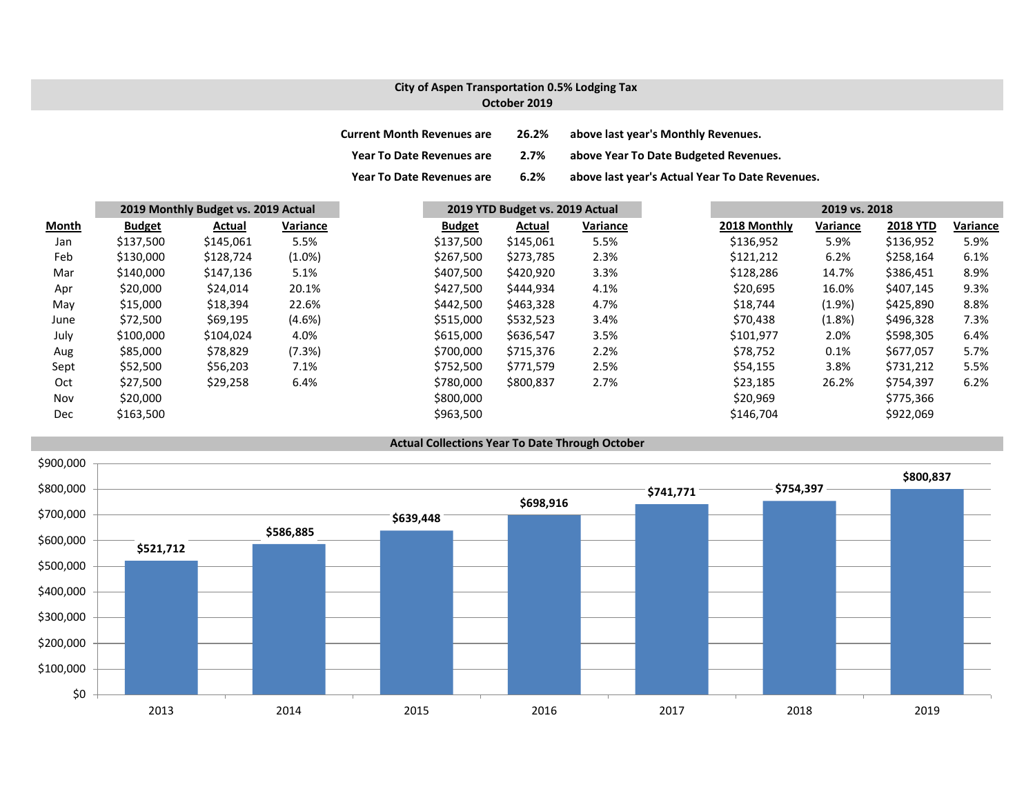## City of Aspen Transportation 0.5% Lodging Tax
## October 2019

**Current Month Revenues are 26.2% above last year's Monthly Revenues.**

**Year To Date Revenues are 2.7% above Year To Date Budgeted Revenues.**

**Year To Date Revenues are 6.2% above last year's Actual Year To Date Revenues.**

| | 2019 Monthly Budget vs. 2019 Actual | | | 2019 YTD Budget vs. 2019 Actual | | | 2019 vs. 2018 | | | |
|---|---|---|---|---|---|---|---|---|---|---|
| **Month** | **Budget** | **Actual** | **Variance** | **Budget** | **Actual** | **Variance** | **2018 Monthly** | **Variance** | **2018 YTD** | **Variance** |
| Jan | $137,500 | $145,061 | 5.5% | $137,500 | $145,061 | 5.5% | $136,952 | 5.9% | $136,952 | 5.9% |
| Feb | $130,000 | $128,724 | (1.0%) | $267,500 | $273,785 | 2.3% | $121,212 | 6.2% | $258,164 | 6.1% |
| Mar | $140,000 | $147,136 | 5.1% | $407,500 | $420,920 | 3.3% | $128,286 | 14.7% | $386,451 | 8.9% |
| Apr | $20,000 | $24,014 | 20.1% | $427,500 | $444,934 | 4.1% | $20,695 | 16.0% | $407,145 | 9.3% |
| May | $15,000 | $18,394 | 22.6% | $442,500 | $463,328 | 4.7% | $18,744 | (1.9%) | $425,890 | 8.8% |
| June | $72,500 | $69,195 | (4.6%) | $515,000 | $532,523 | 3.4% | $70,438 | (1.8%) | $496,328 | 7.3% |
| July | $100,000 | $104,024 | 4.0% | $615,000 | $636,547 | 3.5% | $101,977 | 2.0% | $598,305 | 6.4% |
| Aug | $85,000 | $78,829 | (7.3%) | $700,000 | $715,376 | 2.2% | $78,752 | 0.1% | $677,057 | 5.7% |
| Sept | $52,500 | $56,203 | 7.1% | $752,500 | $771,579 | 2.5% | $54,155 | 3.8% | $731,212 | 5.5% |
| Oct | $27,500 | $29,258 | 6.4% | $780,000 | $800,837 | 2.7% | $23,185 | 26.2% | $754,397 | 6.2% |
| Nov | $20,000 | | | $800,000 | | | $20,969 | | $775,366 | |
| Dec | $163,500 | | | $963,500 | | | $146,704 | | $922,069 | |

**Actual Collections Year To Date Through October**

| Year | Amount |
|---|---|
| 2013 | $521,712 |
| 2014 | $586,885 |
| 2015 | $639,448 |
| 2016 | $698,916 |
| 2017 | $741,771 |
| 2018 | $754,397 |
| 2019 | $800,837 |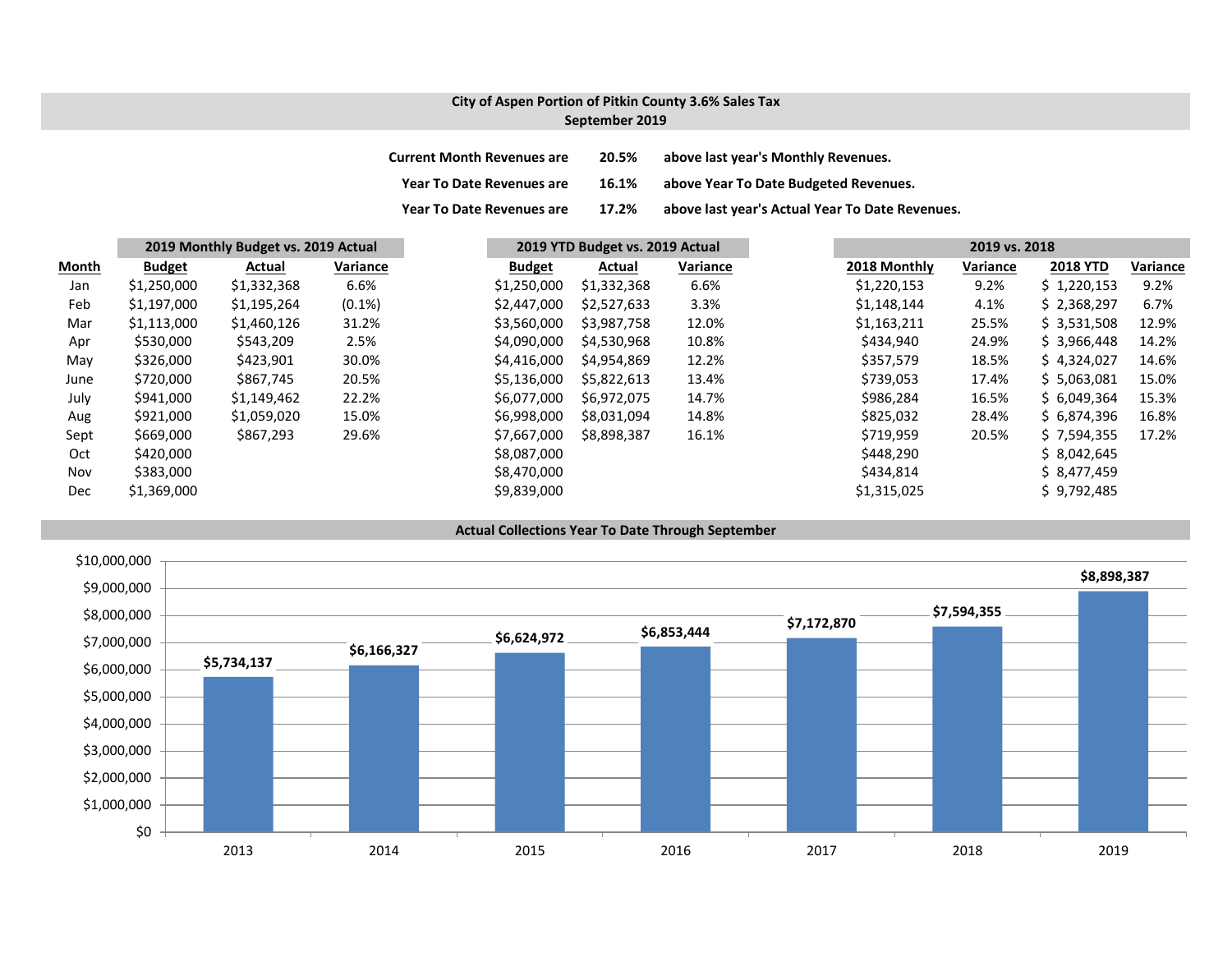## City of Aspen Portion of Pitkin County 3.6% Sales Tax
## September 2019

**Current Month Revenues are 20.5% above last year's Monthly Revenues.**

**Year To Date Revenues are 16.1% above Year To Date Budgeted Revenues.**

**Year To Date Revenues are 17.2% above last year's Actual Year To Date Revenues.**

| | 2019 Monthly Budget vs. 2019 Actual | | | 2019 YTD Budget vs. 2019 Actual | | | 2019 vs. 2018 | | | |
|---|---|---|---|---|---|---|---|---|---|---|
| **Month** | **Budget** | **Actual** | **Variance** | **Budget** | **Actual** | **Variance** | **2018 Monthly** | **Variance** | **2018 YTD** | **Variance** |
| Jan | $1,250,000 | $1,332,368 | 6.6% | $1,250,000 | $1,332,368 | 6.6% | $1,220,153 | 9.2% | $ 1,220,153 | 9.2% |
| Feb | $1,197,000 | $1,195,264 | (0.1%) | $2,447,000 | $2,527,633 | 3.3% | $1,148,144 | 4.1% | $ 2,368,297 | 6.7% |
| Mar | $1,113,000 | $1,460,126 | 31.2% | $3,560,000 | $3,987,758 | 12.0% | $1,163,211 | 25.5% | $ 3,531,508 | 12.9% |
| Apr | $530,000 | $543,209 | 2.5% | $4,090,000 | $4,530,968 | 10.8% | $434,940 | 24.9% | $ 3,966,448 | 14.2% |
| May | $326,000 | $423,901 | 30.0% | $4,416,000 | $4,954,869 | 12.2% | $357,579 | 18.5% | $ 4,324,027 | 14.6% |
| June | $720,000 | $867,745 | 20.5% | $5,136,000 | $5,822,613 | 13.4% | $739,053 | 17.4% | $ 5,063,081 | 15.0% |
| July | $941,000 | $1,149,462 | 22.2% | $6,077,000 | $6,972,075 | 14.7% | $986,284 | 16.5% | $ 6,049,364 | 15.3% |
| Aug | $921,000 | $1,059,020 | 15.0% | $6,998,000 | $8,031,094 | 14.8% | $825,032 | 28.4% | $ 6,874,396 | 16.8% |
| Sept | $669,000 | $867,293 | 29.6% | $7,667,000 | $8,898,387 | 16.1% | $719,959 | 20.5% | $ 7,594,355 | 17.2% |
| Oct | $420,000 | | | $8,087,000 | | | $448,290 | | $ 8,042,645 | |
| Nov | $383,000 | | | $8,470,000 | | | $434,814 | | $ 8,477,459 | |
| Dec | $1,369,000 | | | $9,839,000 | | | $1,315,025 | | $ 9,792,485 | |

### Actual Collections Year To Date Through September

| Year | Collections |
|---|---|
| 2013 | $5,734,137 |
| 2014 | $6,166,327 |
| 2015 | $6,624,972 |
| 2016 | $6,853,444 |
| 2017 | $7,172,870 |
| 2018 | $7,594,355 |
| 2019 | $8,898,387 |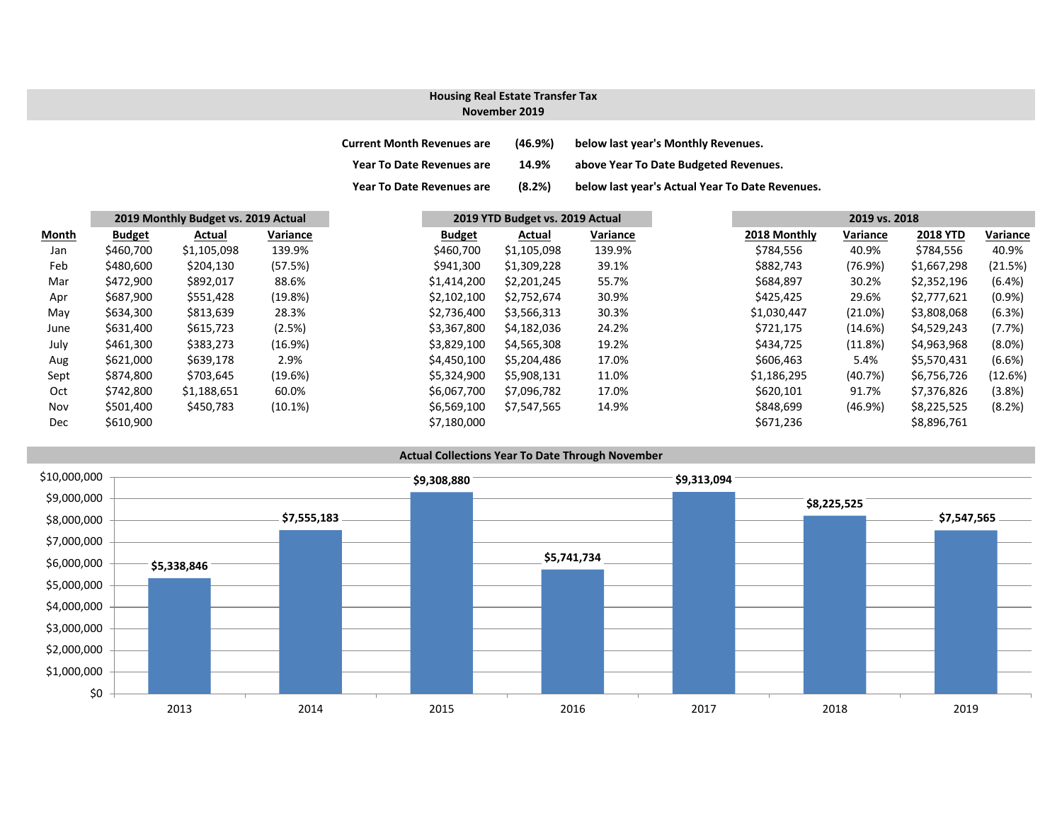## Housing Real Estate Transfer Tax
## November 2019

| | | |
|---|---|---|
| Current Month Revenues are | (46.9%) | below last year's Monthly Revenues. |
| Year To Date Revenues are | 14.9% | above Year To Date Budgeted Revenues. |
| Year To Date Revenues are | (8.2%) | below last year's Actual Year To Date Revenues. |

| | 2019 Monthly Budget vs. 2019 Actual | | | 2019 YTD Budget vs. 2019 Actual | | | 2019 vs. 2018 | | | |
|---|---|---|---|---|---|---|---|---|---|---|
| **Month** | **Budget** | **Actual** | **Variance** | **Budget** | **Actual** | **Variance** | **2018 Monthly** | **Variance** | **2018 YTD** | **Variance** |
| Jan | $460,700 | $1,105,098 | 139.9% | $460,700 | $1,105,098 | 139.9% | $784,556 | 40.9% | $784,556 | 40.9% |
| Feb | $480,600 | $204,130 | (57.5%) | $941,300 | $1,309,228 | 39.1% | $882,743 | (76.9%) | $1,667,298 | (21.5%) |
| Mar | $472,900 | $892,017 | 88.6% | $1,414,200 | $2,201,245 | 55.7% | $684,897 | 30.2% | $2,352,196 | (6.4%) |
| Apr | $687,900 | $551,428 | (19.8%) | $2,102,100 | $2,752,674 | 30.9% | $425,425 | 29.6% | $2,777,621 | (0.9%) |
| May | $634,300 | $813,639 | 28.3% | $2,736,400 | $3,566,313 | 30.3% | $1,030,447 | (21.0%) | $3,808,068 | (6.3%) |
| June | $631,400 | $615,723 | (2.5%) | $3,367,800 | $4,182,036 | 24.2% | $721,175 | (14.6%) | $4,529,243 | (7.7%) |
| July | $461,300 | $383,273 | (16.9%) | $3,829,100 | $4,565,308 | 19.2% | $434,725 | (11.8%) | $4,963,968 | (8.0%) |
| Aug | $621,000 | $639,178 | 2.9% | $4,450,100 | $5,204,486 | 17.0% | $606,463 | 5.4% | $5,570,431 | (6.6%) |
| Sept | $874,800 | $703,645 | (19.6%) | $5,324,900 | $5,908,131 | 11.0% | $1,186,295 | (40.7%) | $6,756,726 | (12.6%) |
| Oct | $742,800 | $1,188,651 | 60.0% | $6,067,700 | $7,096,782 | 17.0% | $620,101 | 91.7% | $7,376,826 | (3.8%) |
| Nov | $501,400 | $450,783 | (10.1%) | $6,569,100 | $7,547,565 | 14.9% | $848,699 | (46.9%) | $8,225,525 | (8.2%) |
| Dec | $610,900 | | | $7,180,000 | | | $671,236 | | $8,896,761 | |

### Actual Collections Year To Date Through November

| Year | Amount |
|---|---|
| 2013 | $5,338,846 |
| 2014 | $7,555,183 |
| 2015 | $9,308,880 |
| 2016 | $5,741,734 |
| 2017 | $9,313,094 |
| 2018 | $8,225,525 |
| 2019 | $7,547,565 |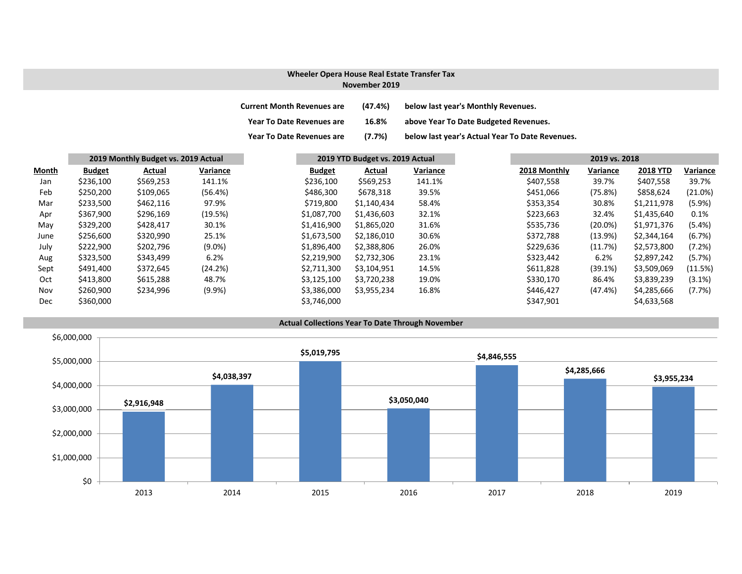**Wheeler Opera House Real Estate Transfer Tax**
**November 2019**

| | | |
|---|---|---|
| **Current Month Revenues are** | **(47.4%)** | **below last year's Monthly Revenues.** |
| **Year To Date Revenues are** | **16.8%** | **above Year To Date Budgeted Revenues.** |
| **Year To Date Revenues are** | **(7.7%)** | **below last year's Actual Year To Date Revenues.** |

| | 2019 Monthly Budget vs. 2019 Actual | | | 2019 YTD Budget vs. 2019 Actual | | | 2019 vs. 2018 | | | |
|---|---|---|---|---|---|---|---|---|---|---|
| **Month** | **Budget** | **Actual** | **Variance** | **Budget** | **Actual** | **Variance** | **2018 Monthly** | **Variance** | **2018 YTD** | **Variance** |
| Jan | $236,100 | $569,253 | 141.1% | $236,100 | $569,253 | 141.1% | $407,558 | 39.7% | $407,558 | 39.7% |
| Feb | $250,200 | $109,065 | (56.4%) | $486,300 | $678,318 | 39.5% | $451,066 | (75.8%) | $858,624 | (21.0%) |
| Mar | $233,500 | $462,116 | 97.9% | $719,800 | $1,140,434 | 58.4% | $353,354 | 30.8% | $1,211,978 | (5.9%) |
| Apr | $367,900 | $296,169 | (19.5%) | $1,087,700 | $1,436,603 | 32.1% | $223,663 | 32.4% | $1,435,640 | 0.1% |
| May | $329,200 | $428,417 | 30.1% | $1,416,900 | $1,865,020 | 31.6% | $535,736 | (20.0%) | $1,971,376 | (5.4%) |
| June | $256,600 | $320,990 | 25.1% | $1,673,500 | $2,186,010 | 30.6% | $372,788 | (13.9%) | $2,344,164 | (6.7%) |
| July | $222,900 | $202,796 | (9.0%) | $1,896,400 | $2,388,806 | 26.0% | $229,636 | (11.7%) | $2,573,800 | (7.2%) |
| Aug | $323,500 | $343,499 | 6.2% | $2,219,900 | $2,732,306 | 23.1% | $323,442 | 6.2% | $2,897,242 | (5.7%) |
| Sept | $491,400 | $372,645 | (24.2%) | $2,711,300 | $3,104,951 | 14.5% | $611,828 | (39.1%) | $3,509,069 | (11.5%) |
| Oct | $413,800 | $615,288 | 48.7% | $3,125,100 | $3,720,238 | 19.0% | $330,170 | 86.4% | $3,839,239 | (3.1%) |
| Nov | $260,900 | $234,996 | (9.9%) | $3,386,000 | $3,955,234 | 16.8% | $446,427 | (47.4%) | $4,285,666 | (7.7%) |
| Dec | $360,000 | | | $3,746,000 | | | $347,901 | | $4,633,568 | |

**Actual Collections Year To Date Through November**

$6,000,000
$5,000,000
$4,000,000
$3,000,000
$2,000,000
$1,000,000
$0

2013: $2,916,948
2014: $4,038,397
2015: $5,019,795
2016: $3,050,040
2017: $4,846,555
2018: $4,285,666
2019: $3,955,234